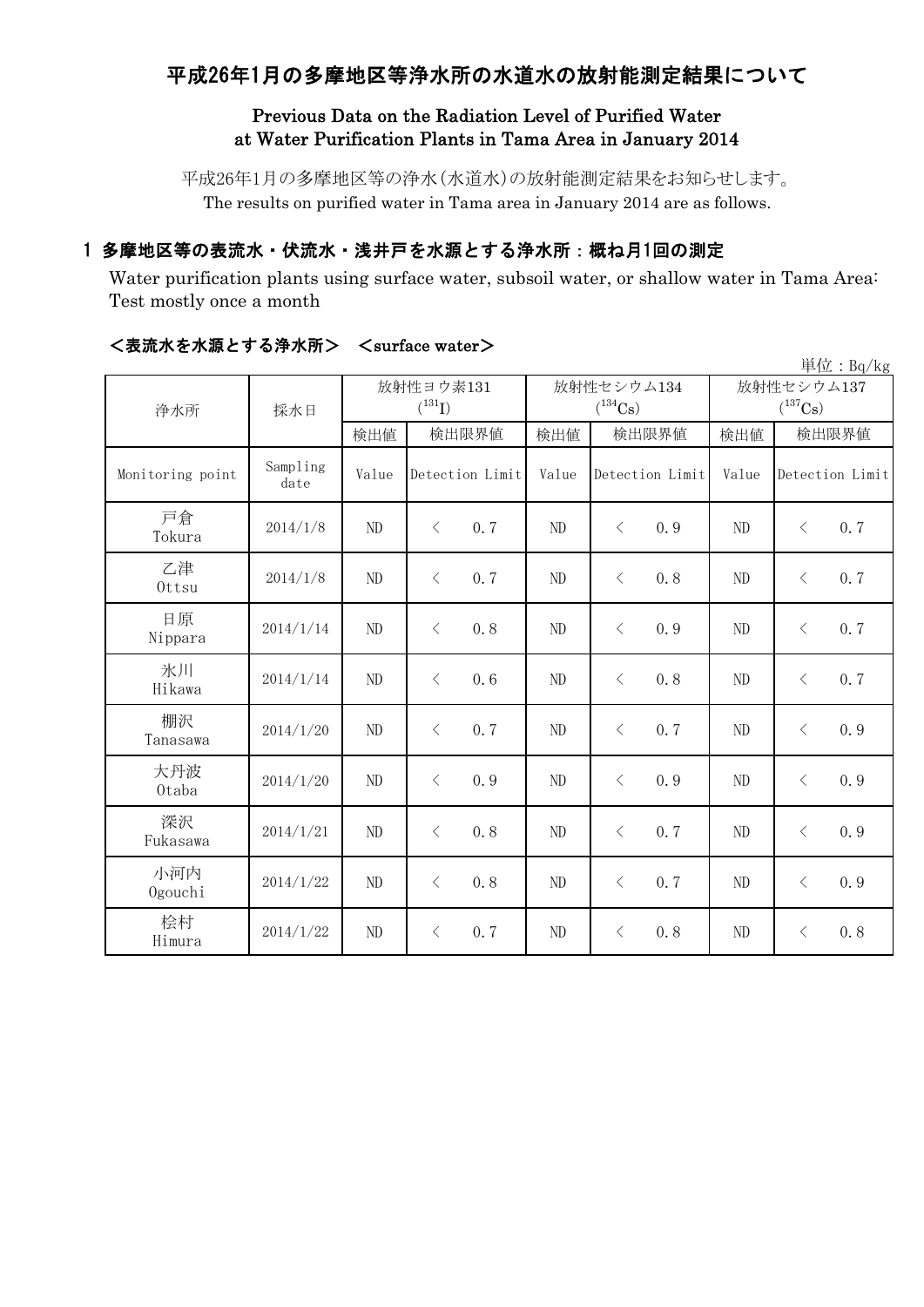# 平成26年1月の多摩地区等浄水所の水道水の放射能測定結果について

## Previous Data on the Radiation Level of Purified Water at Water Purification Plants in Tama Area in January 2014

平成26年1月の多摩地区等の浄水(水道水)の放射能測定結果をお知らせします。
The results on purified water in Tama area in January 2014 are as follows.

### 1 多摩地区等の表流水・伏流水・浅井戸を水源とする浄水所：概ね月1回の測定

Water purification plants using surface water, subsoil water, or shallow water in Tama Area: Test mostly once a month

#### ＜表流水を水源とする浄水所＞ ＜surface water＞

単位：Bq/kg

| 浄水所 | 採水日 | 放射性ヨウ素131 ($^{131}I$) | | 放射性セシウム134 ($^{134}Cs$) | | 放射性セシウム137 ($^{137}Cs$) | |
|---|---|---|---|---|---|---|---|
| | | 検出値 | 検出限界値 | 検出値 | 検出限界値 | 検出値 | 検出限界値 |
| Monitoring point | Sampling date | Value | Detection Limit | Value | Detection Limit | Value | Detection Limit |
| 戸倉 Tokura | 2014/1/8 | ND | ＜ 0.7 | ND | ＜ 0.9 | ND | ＜ 0.7 |
| 乙津 Ottsu | 2014/1/8 | ND | ＜ 0.7 | ND | ＜ 0.8 | ND | ＜ 0.7 |
| 日原 Nippara | 2014/1/14 | ND | ＜ 0.8 | ND | ＜ 0.9 | ND | ＜ 0.7 |
| 氷川 Hikawa | 2014/1/14 | ND | ＜ 0.6 | ND | ＜ 0.8 | ND | ＜ 0.7 |
| 棚沢 Tanasawa | 2014/1/20 | ND | ＜ 0.7 | ND | ＜ 0.7 | ND | ＜ 0.9 |
| 大丹波 Otaba | 2014/1/20 | ND | ＜ 0.9 | ND | ＜ 0.9 | ND | ＜ 0.9 |
| 深沢 Fukasawa | 2014/1/21 | ND | ＜ 0.8 | ND | ＜ 0.7 | ND | ＜ 0.9 |
| 小河内 Ogouchi | 2014/1/22 | ND | ＜ 0.8 | ND | ＜ 0.7 | ND | ＜ 0.9 |
| 桧村 Himura | 2014/1/22 | ND | ＜ 0.7 | ND | ＜ 0.8 | ND | ＜ 0.8 |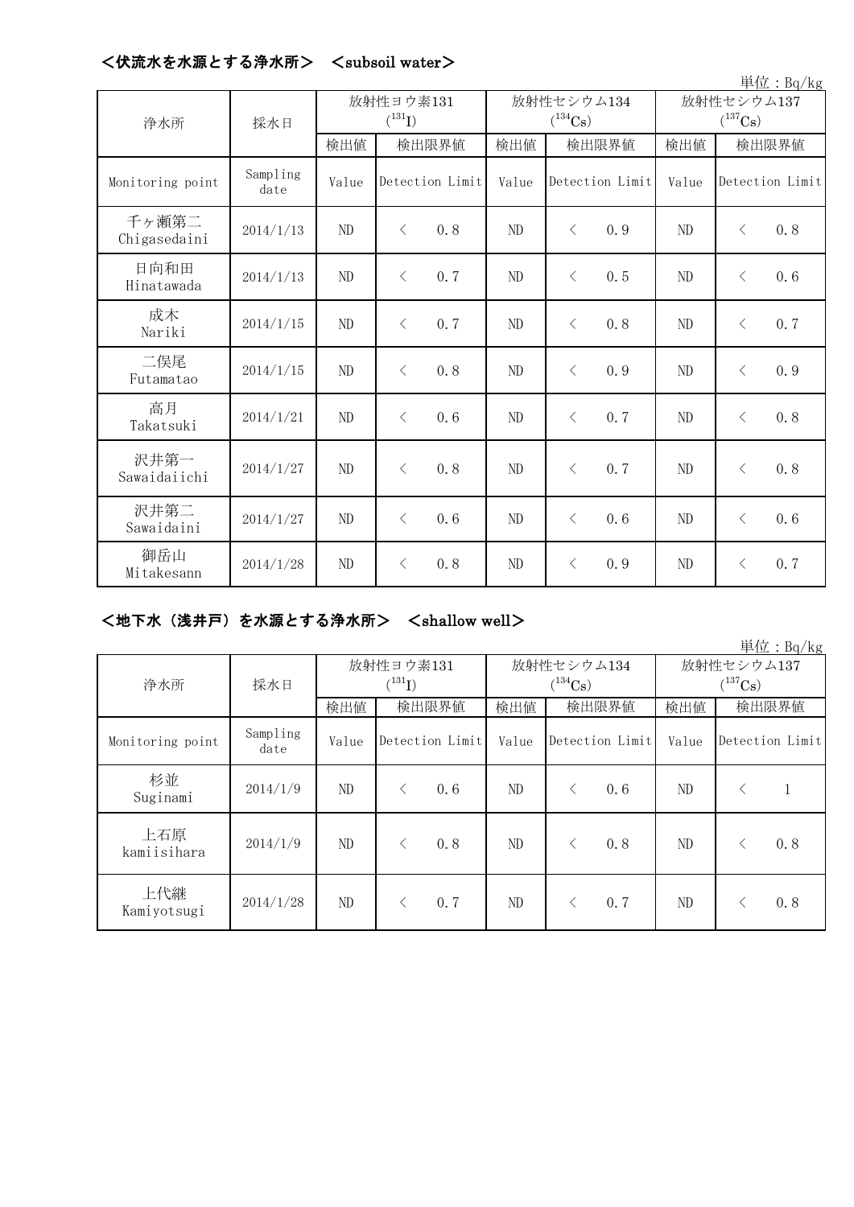## ＜伏流水を水源とする浄水所＞　＜subsoil water＞

単位：Bq/kg

| 浄水所 | 採水日 | 放射性ヨウ素131 ($^{131}I$) | | 放射性セシウム134 ($^{134}Cs$) | | 放射性セシウム137 ($^{137}Cs$) | |
|---|---|---|---|---|---|---|---|
| | | 検出値 | 検出限界値 | 検出値 | 検出限界値 | 検出値 | 検出限界値 |
| Monitoring point | Sampling date | Value | Detection Limit | Value | Detection Limit | Value | Detection Limit |
| 千ヶ瀬第二 Chigasedaini | 2014/1/13 | ND | ＜　0.8 | ND | ＜　0.9 | ND | ＜　0.8 |
| 日向和田 Hinatawada | 2014/1/13 | ND | ＜　0.7 | ND | ＜　0.5 | ND | ＜　0.6 |
| 成木 Nariki | 2014/1/15 | ND | ＜　0.7 | ND | ＜　0.8 | ND | ＜　0.7 |
| 二俣尾 Futamatao | 2014/1/15 | ND | ＜　0.8 | ND | ＜　0.9 | ND | ＜　0.9 |
| 高月 Takatsuki | 2014/1/21 | ND | ＜　0.6 | ND | ＜　0.7 | ND | ＜　0.8 |
| 沢井第一 Sawaidaiichi | 2014/1/27 | ND | ＜　0.8 | ND | ＜　0.7 | ND | ＜　0.8 |
| 沢井第二 Sawaidaini | 2014/1/27 | ND | ＜　0.6 | ND | ＜　0.6 | ND | ＜　0.6 |
| 御岳山 Mitakesann | 2014/1/28 | ND | ＜　0.8 | ND | ＜　0.9 | ND | ＜　0.7 |

## ＜地下水（浅井戸）を水源とする浄水所＞　＜shallow well＞

単位：Bq/kg

| 浄水所 | 採水日 | 放射性ヨウ素131 ($^{131}I$) | | 放射性セシウム134 ($^{134}Cs$) | | 放射性セシウム137 ($^{137}Cs$) | |
|---|---|---|---|---|---|---|---|
| | | 検出値 | 検出限界値 | 検出値 | 検出限界値 | 検出値 | 検出限界値 |
| Monitoring point | Sampling date | Value | Detection Limit | Value | Detection Limit | Value | Detection Limit |
| 杉並 Suginami | 2014/1/9 | ND | ＜　0.6 | ND | ＜　0.6 | ND | ＜　1 |
| 上石原 kamiisihara | 2014/1/9 | ND | ＜　0.8 | ND | ＜　0.8 | ND | ＜　0.8 |
| 上代継 Kamiyotsugi | 2014/1/28 | ND | ＜　0.7 | ND | ＜　0.7 | ND | ＜　0.8 |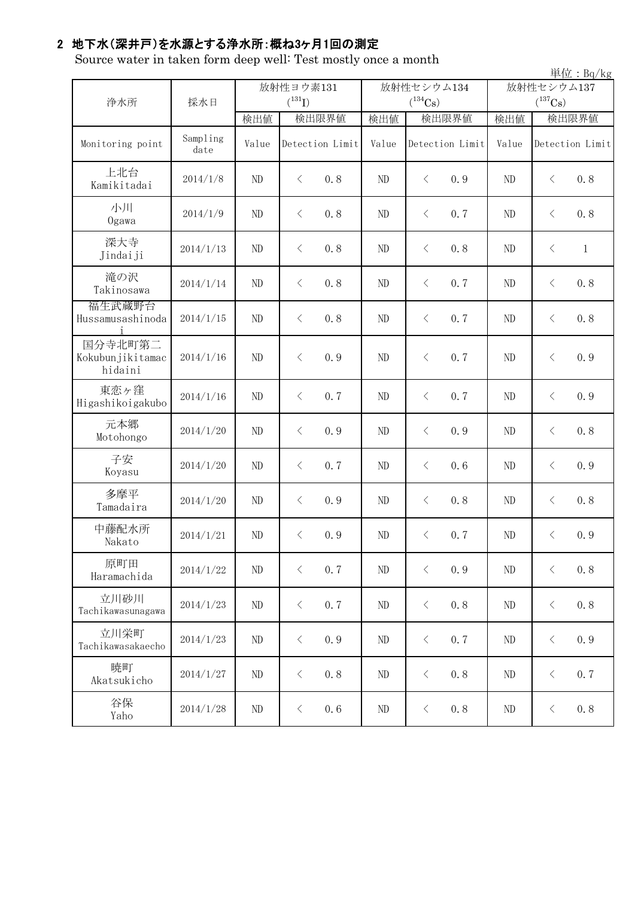## 2 地下水(深井戸)を水源とする浄水所:概ね3ヶ月1回の測定

Source water in taken form deep well: Test mostly once a month

単位：Bq/kg

| 浄水所 | 採水日 | 放射性ヨウ素131 ($^{131}$I) | | 放射性セシウム134 ($^{134}$Cs) | | 放射性セシウム137 ($^{137}$Cs) | |
|---|---|---|---|---|---|---|---|
| | | 検出値 | 検出限界値 | 検出値 | 検出限界値 | 検出値 | 検出限界値 |
| Monitoring point | Sampling date | Value | Detection Limit | Value | Detection Limit | Value | Detection Limit |
| 上北台 Kamikitadai | 2014/1/8 | ND | ＜ 0.8 | ND | ＜ 0.9 | ND | ＜ 0.8 |
| 小川 Ogawa | 2014/1/9 | ND | ＜ 0.8 | ND | ＜ 0.7 | ND | ＜ 0.8 |
| 深大寺 Jindaiji | 2014/1/13 | ND | ＜ 0.8 | ND | ＜ 0.8 | ND | ＜ 1 |
| 滝の沢 Takinosawa | 2014/1/14 | ND | ＜ 0.8 | ND | ＜ 0.7 | ND | ＜ 0.8 |
| 福生武蔵野台 Hussamusashinodai | 2014/1/15 | ND | ＜ 0.8 | ND | ＜ 0.7 | ND | ＜ 0.8 |
| 国分寺北町第二 Kokubunjikitamachidaini | 2014/1/16 | ND | ＜ 0.9 | ND | ＜ 0.7 | ND | ＜ 0.9 |
| 東恋ヶ窪 Higashikoigakubo | 2014/1/16 | ND | ＜ 0.7 | ND | ＜ 0.7 | ND | ＜ 0.9 |
| 元本郷 Motohongo | 2014/1/20 | ND | ＜ 0.9 | ND | ＜ 0.9 | ND | ＜ 0.8 |
| 子安 Koyasu | 2014/1/20 | ND | ＜ 0.7 | ND | ＜ 0.6 | ND | ＜ 0.9 |
| 多摩平 Tamadaira | 2014/1/20 | ND | ＜ 0.9 | ND | ＜ 0.8 | ND | ＜ 0.8 |
| 中藤配水所 Nakato | 2014/1/21 | ND | ＜ 0.9 | ND | ＜ 0.7 | ND | ＜ 0.9 |
| 原町田 Haramachida | 2014/1/22 | ND | ＜ 0.7 | ND | ＜ 0.9 | ND | ＜ 0.8 |
| 立川砂川 Tachikawasunagawa | 2014/1/23 | ND | ＜ 0.7 | ND | ＜ 0.8 | ND | ＜ 0.8 |
| 立川栄町 Tachikawasakaecho | 2014/1/23 | ND | ＜ 0.9 | ND | ＜ 0.7 | ND | ＜ 0.9 |
| 暁町 Akatsukicho | 2014/1/27 | ND | ＜ 0.8 | ND | ＜ 0.8 | ND | ＜ 0.7 |
| 谷保 Yaho | 2014/1/28 | ND | ＜ 0.6 | ND | ＜ 0.8 | ND | ＜ 0.8 |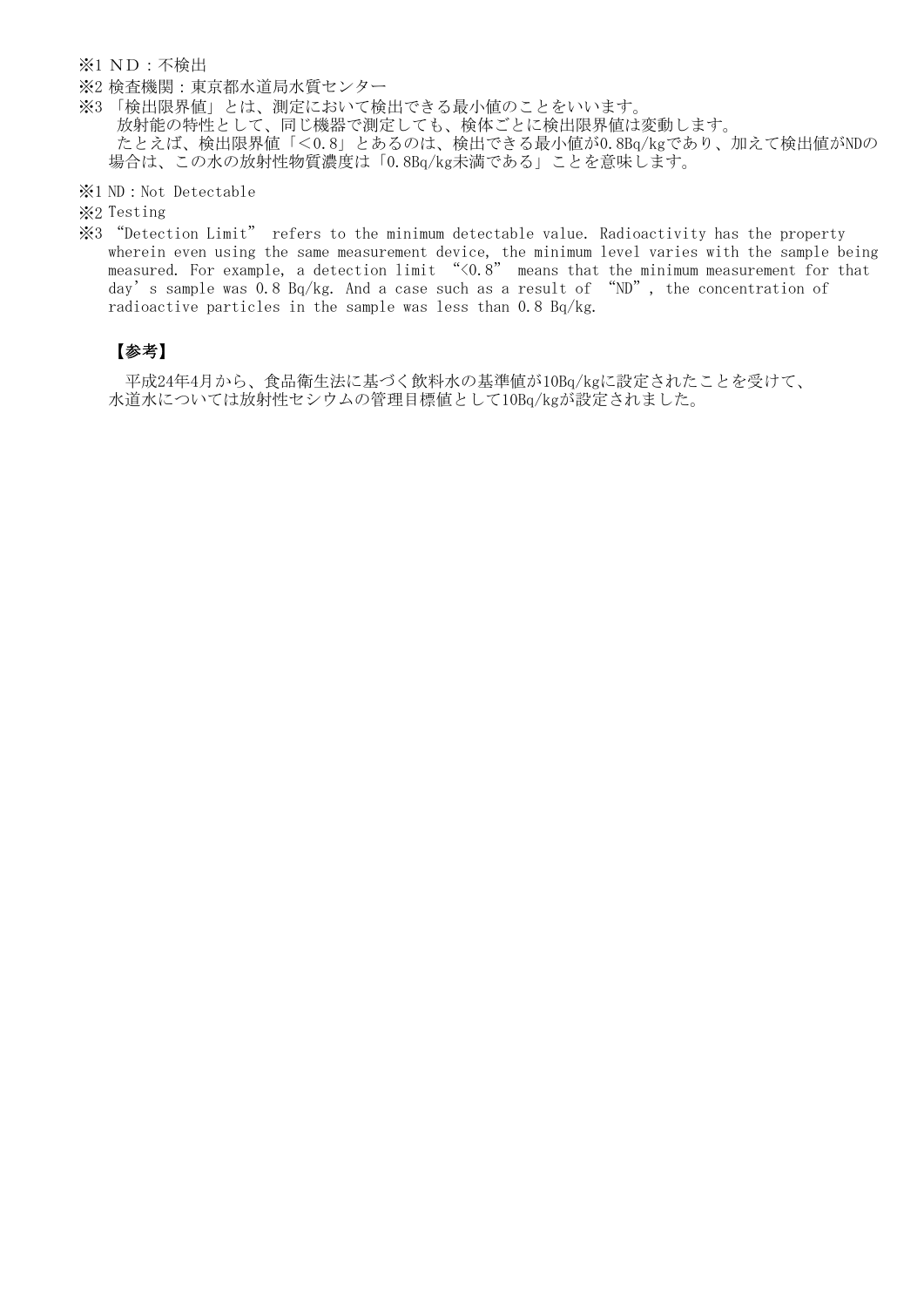※1 ＮＤ：不検出

※2 検査機関：東京都水道局水質センター

※3 「検出限界値」とは、測定において検出できる最小値のことをいいます。
　放射能の特性として、同じ機器で測定しても、検体ごとに検出限界値は変動します。
　たとえば、検出限界値「<0.8」とあるのは、検出できる最小値が0.8Bq/kgであり、加えて検出値がNDの場合は、この水の放射性物質濃度は「0.8Bq/kg未満である」ことを意味します。

※1 ND：Not Detectable

※2 Testing

※3 “Detection Limit” refers to the minimum detectable value. Radioactivity has the property wherein even using the same measurement device, the minimum level varies with the sample being measured. For example, a detection limit “<0.8” means that the minimum measurement for that day’s sample was 0.8 Bq/kg. And a case such as a result of “ND”, the concentration of radioactive particles in the sample was less than 0.8 Bq/kg.

**【参考】**

平成24年4月から、食品衛生法に基づく飲料水の基準値が10Bq/kgに設定されたことを受けて、水道水については放射性セシウムの管理目標値として10Bq/kgが設定されました。